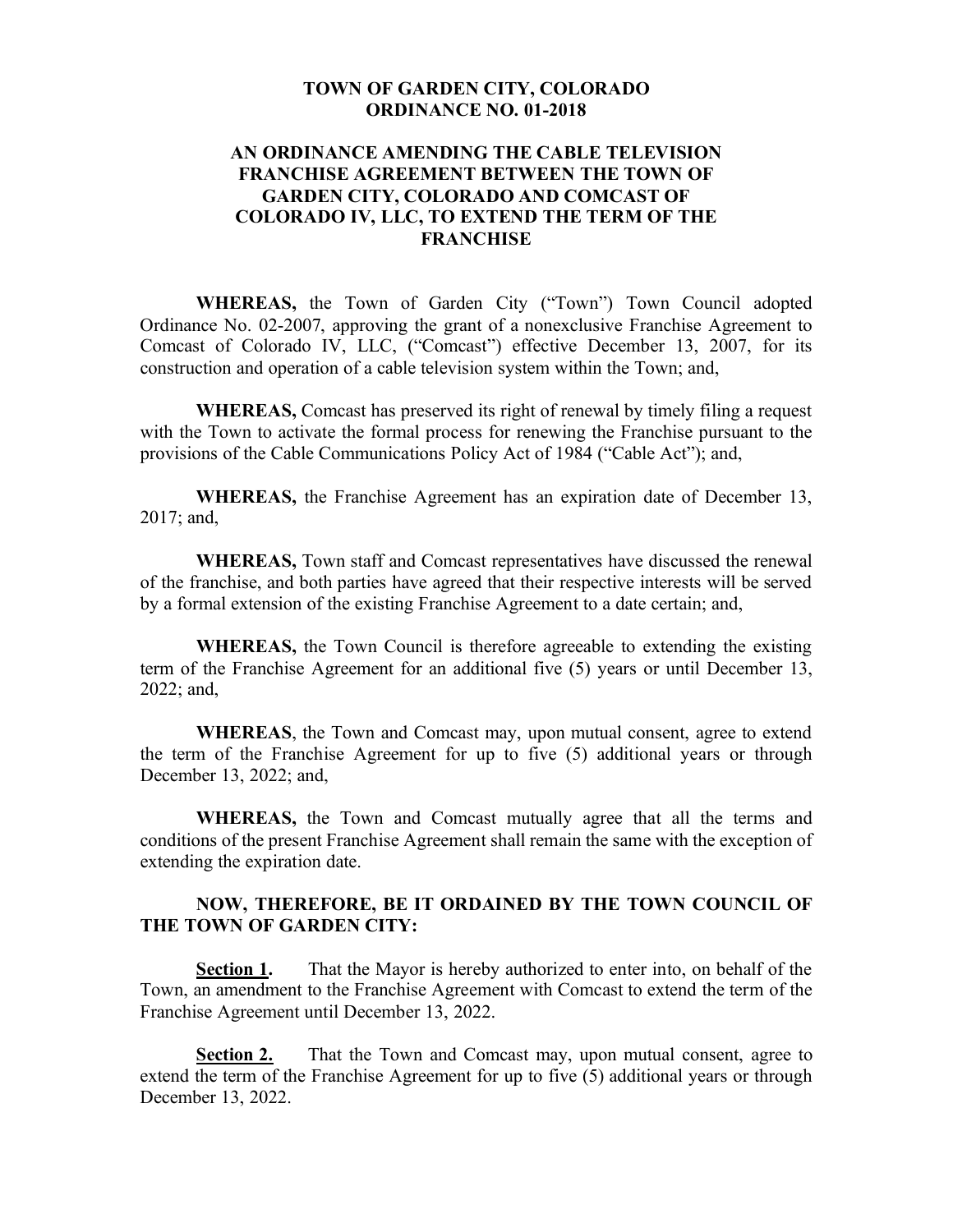**TOWN OF GARDEN CITY, COLORADO**
**ORDINANCE NO. 01-2018**

**AN ORDINANCE AMENDING THE CABLE TELEVISION FRANCHISE AGREEMENT BETWEEN THE TOWN OF GARDEN CITY, COLORADO AND COMCAST OF COLORADO IV, LLC, TO EXTEND THE TERM OF THE FRANCHISE**

**WHEREAS,** the Town of Garden City ("Town") Town Council adopted Ordinance No. 02-2007, approving the grant of a nonexclusive Franchise Agreement to Comcast of Colorado IV, LLC, ("Comcast") effective December 13, 2007, for its construction and operation of a cable television system within the Town; and,

**WHEREAS,** Comcast has preserved its right of renewal by timely filing a request with the Town to activate the formal process for renewing the Franchise pursuant to the provisions of the Cable Communications Policy Act of 1984 ("Cable Act"); and,

**WHEREAS,** the Franchise Agreement has an expiration date of December 13, 2017; and,

**WHEREAS,** Town staff and Comcast representatives have discussed the renewal of the franchise, and both parties have agreed that their respective interests will be served by a formal extension of the existing Franchise Agreement to a date certain; and,

**WHEREAS,** the Town Council is therefore agreeable to extending the existing term of the Franchise Agreement for an additional five (5) years or until December 13, 2022; and,

**WHEREAS**, the Town and Comcast may, upon mutual consent, agree to extend the term of the Franchise Agreement for up to five (5) additional years or through December 13, 2022; and,

**WHEREAS,** the Town and Comcast mutually agree that all the terms and conditions of the present Franchise Agreement shall remain the same with the exception of extending the expiration date.

**NOW, THEREFORE, BE IT ORDAINED BY THE TOWN COUNCIL OF THE TOWN OF GARDEN CITY:**

**Section 1.** That the Mayor is hereby authorized to enter into, on behalf of the Town, an amendment to the Franchise Agreement with Comcast to extend the term of the Franchise Agreement until December 13, 2022.

**Section 2.** That the Town and Comcast may, upon mutual consent, agree to extend the term of the Franchise Agreement for up to five (5) additional years or through December 13, 2022.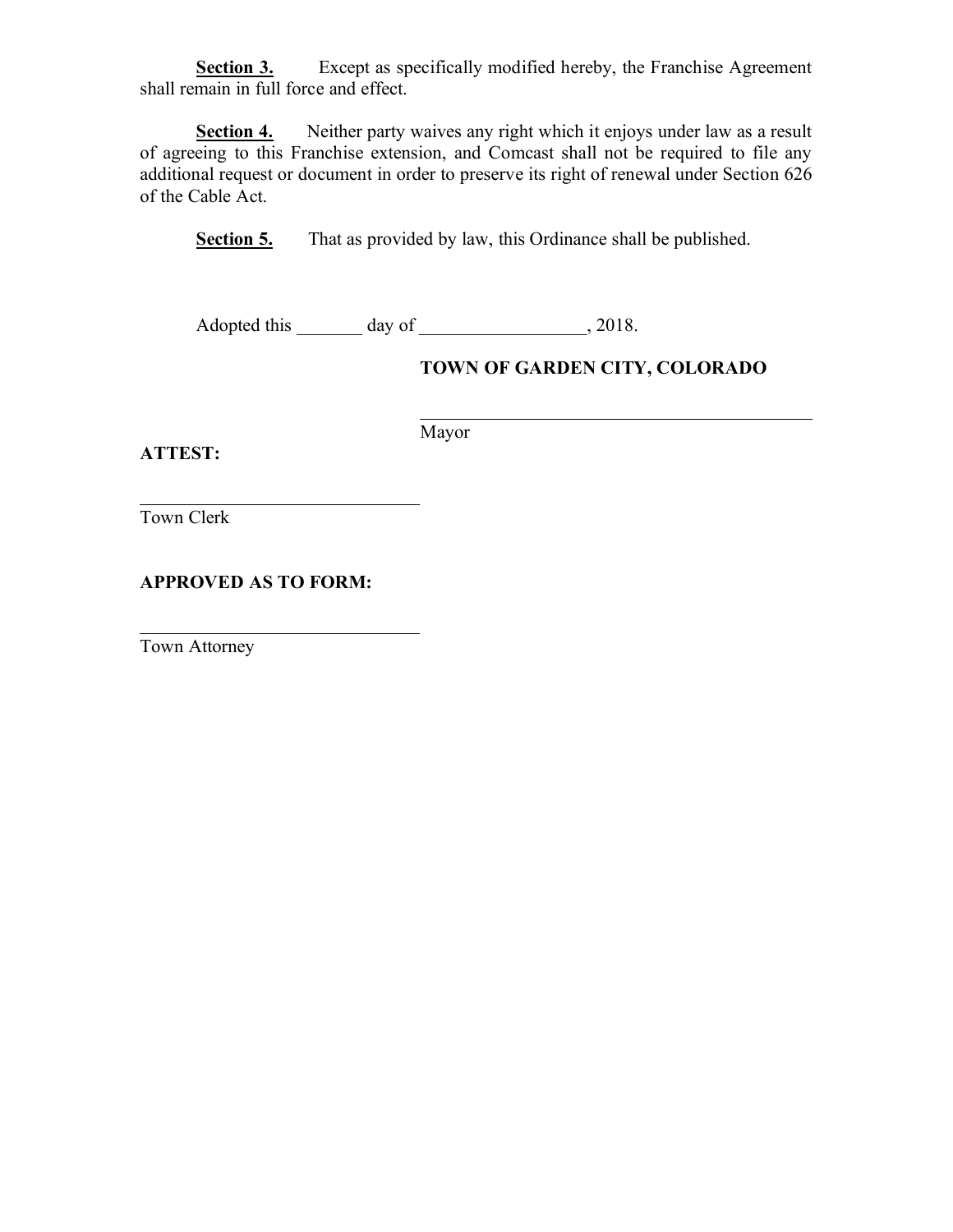**Section 3.** Except as specifically modified hereby, the Franchise Agreement shall remain in full force and effect.

**Section 4.** Neither party waives any right which it enjoys under law as a result of agreeing to this Franchise extension, and Comcast shall not be required to file any additional request or document in order to preserve its right of renewal under Section 626 of the Cable Act.

**Section 5.** That as provided by law, this Ordinance shall be published.

Adopted this _______ day of __________________, 2018.

**TOWN OF GARDEN CITY, COLORADO**

_____________________________________________
Mayor

**ATTEST:**

______________________________
Town Clerk

**APPROVED AS TO FORM:**

______________________________
Town Attorney